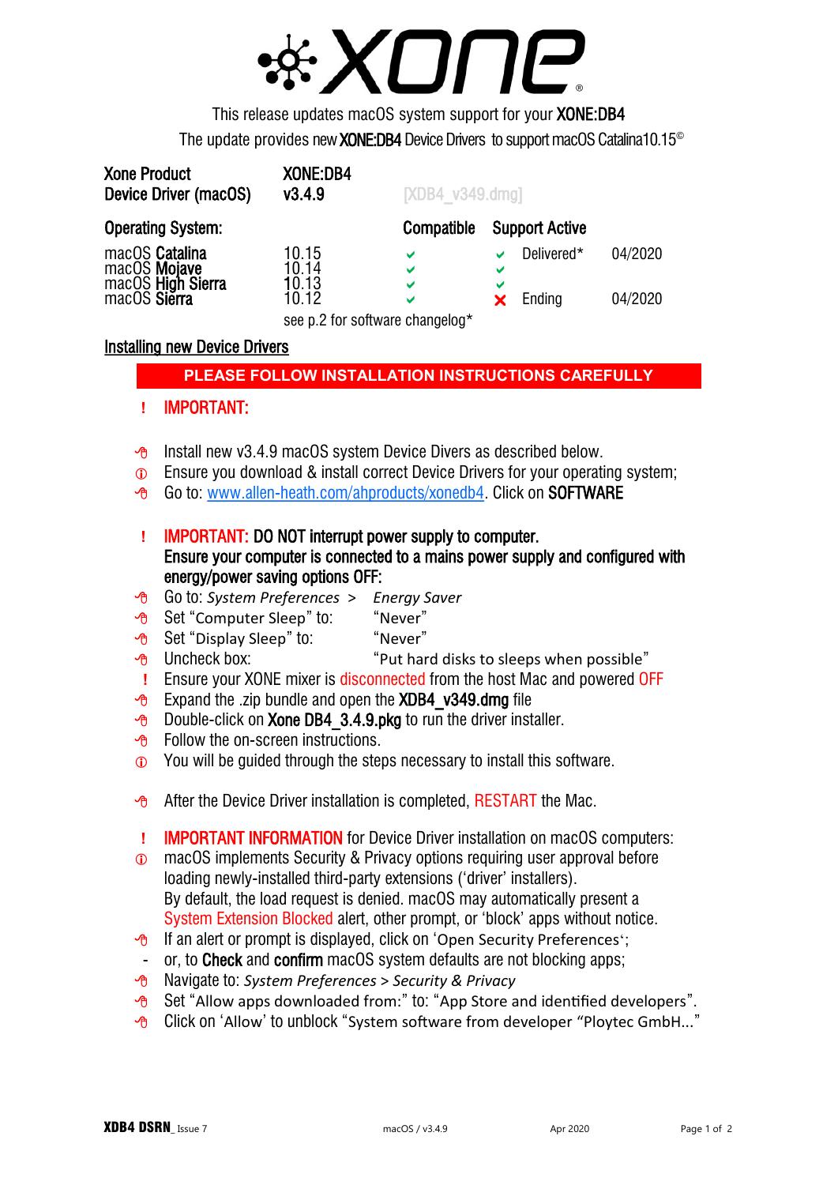# XONE

This release updates macOS system support for your **XONE:DB4**

The update provides new **XONE:DB4** Device Drivers to support macOS Catalina10.15©

| | | | | | |
|---|---|---|---|---|---|
| **Xone Product** | **XONE:DB4** | | | | |
| **Device Driver (macOS)** | **v3.4.9** | [XDB4_v349.dmg] | | | |
| **Operating System:** | | **Compatible** | **Support Active** | | |
| macOS **Catalina** | 10.15 | ✔ | ✔ | Delivered* | 04/2020 |
| macOS **Mojave** | 10.14 | ✔ | ✔ | | |
| macOS **High Sierra** | 10.13 | ✔ | ✔ | | |
| macOS **Sierra** | 10.12 | ✔ | ✘ | Ending | 04/2020 |

see p.2 for software changelog*

## Installing new Device Drivers

**PLEASE FOLLOW INSTALLATION INSTRUCTIONS CAREFULLY**

! **IMPORTANT:**

- Install new v3.4.9 macOS system Device Divers as described below.
- ⓘ Ensure you download & install correct Device Drivers for your operating system;
- Go to: www.allen-heath.com/ahproducts/xonedb4. Click on **SOFTWARE**

! **IMPORTANT: DO NOT interrupt power supply to computer.**
**Ensure your computer is connected to a mains power supply and configured with energy/power saving options OFF:**

- Go to: *System Preferences* > *Energy Saver*
- Set “Computer Sleep” to: “Never”
- Set “Display Sleep” to: “Never”
- Uncheck box: “Put hard disks to sleeps when possible”
- ! Ensure your XONE mixer is disconnected from the host Mac and powered OFF
- Expand the .zip bundle and open the **XDB4_v349.dmg** file
- Double-click on **Xone DB4_3.4.9.pkg** to run the driver installer.
- Follow the on-screen instructions.
- ⓘ You will be guided through the steps necessary to install this software.

- After the Device Driver installation is completed, RESTART the Mac.

! **IMPORTANT INFORMATION** for Device Driver installation on macOS computers:

ⓘ macOS implements Security & Privacy options requiring user approval before loading newly-installed third-party extensions (‘driver’ installers).
By default, the load request is denied. macOS may automatically present a System Extension Blocked alert, other prompt, or ‘block’ apps without notice.

- If an alert or prompt is displayed, click on ‘Open Security Preferences‘;
- or, to **Check** and **confirm** macOS system defaults are not blocking apps;
- Navigate to: *System Preferences > Security & Privacy*
- Set “Allow apps downloaded from:” to: “App Store and identified developers”.
- Click on ‘Allow’ to unblock “System software from developer “Ploytec GmbH...”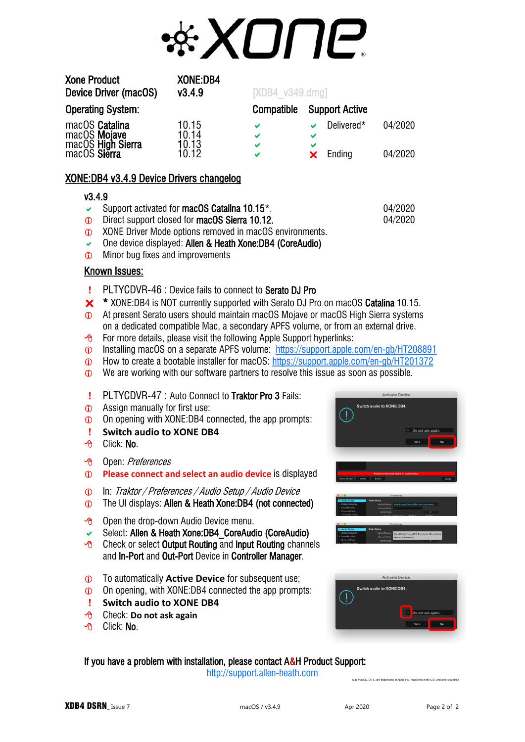# XONE

| | | | | | |
|---|---|---|---|---|---|
| **Xone Product** | **XONE:DB4** | | | | |
| **Device Driver (macOS)** | **v3.4.9** | [XDB4_v349.dmg] | | | |
| **Operating System:** | | **Compatible** | **Support Active** | | |
| macOS **Catalina** | 10.15 | ✔ | ✔ | Delivered* | 04/2020 |
| macOS **Mojave** | 10.14 | ✔ | ✔ | | |
| macOS **High Sierra** | 10.13 | ✔ | ✔ | | |
| macOS **Sierra** | 10.12 | ✔ | ✘ | Ending | 04/2020 |

## XONE:DB4 v3.4.9 Device Drivers changelog

v3.4.9

- ✔ Support activated for **macOS Catalina 10.15***. 04/2020
- ⓘ Direct support closed for **macOS Sierra 10.12.** 04/2020
- ⓘ XONE Driver Mode options removed in macOS environments.
- ✔ One device displayed: **Allen & Heath Xone:DB4 (CoreAudio)**
- ⓘ Minor bug fixes and improvements

### Known Issues:

- ! PLTYCDVR-46 : Device fails to connect to **Serato DJ Pro**
- ✘ * XONE:DB4 is NOT currently supported with Serato DJ Pro on macOS **Catalina** 10.15.
- ⓘ At present Serato users should maintain macOS Mojave or macOS High Sierra systems on a dedicated compatible Mac, a secondary APFS volume, or from an external drive.
- For more details, please visit the following Apple Support hyperlinks:
- ⓘ Installing macOS on a separate APFS volume: https://support.apple.com/en-gb/HT208891
- ⓘ How to create a bootable installer for macOS: https://support.apple.com/en-gb/HT201372
- ⓘ We are working with our software partners to resolve this issue as soon as possible.

- ! PLTYCDVR-47 : Auto Connect to **Traktor Pro 3** Fails:
- ⓘ Assign manually for first use:
- ⓘ On opening with XONE:DB4 connected, the app prompts:
- ! **Switch audio to XONE DB4**
- Click: **No**.
- Open: *Preferences*
- ⓘ **Please connect and select an audio device** is displayed
- ⓘ In: *Traktor / Preferences / Audio Setup / Audio Device*
- ⓘ The UI displays: **Allen & Heath Xone:DB4 (not connected)**
- Open the drop-down Audio Device menu.
- ✔ Select: **Allen & Heath Xone:DB4_CoreAudio (CoreAudio)**
- Check or select **Output Routing** and **Input Routing** channels and **In-Port** and **Out-Port** Device in **Controller Manager**.

- ⓘ To automatically **Active Device** for subsequent use;
- ⓘ On opening, with XONE:DB4 connected the app prompts:
- ! **Switch audio to XONE DB4**
- Check: **Do not ask again**
- Click: **No**.

**If you have a problem with installation, please contact A&H Product Support:**
http://support.allen-heath.com

Mac macOS, OS X, are trademarks of Apple Inc., registered in the U.S. and other countries